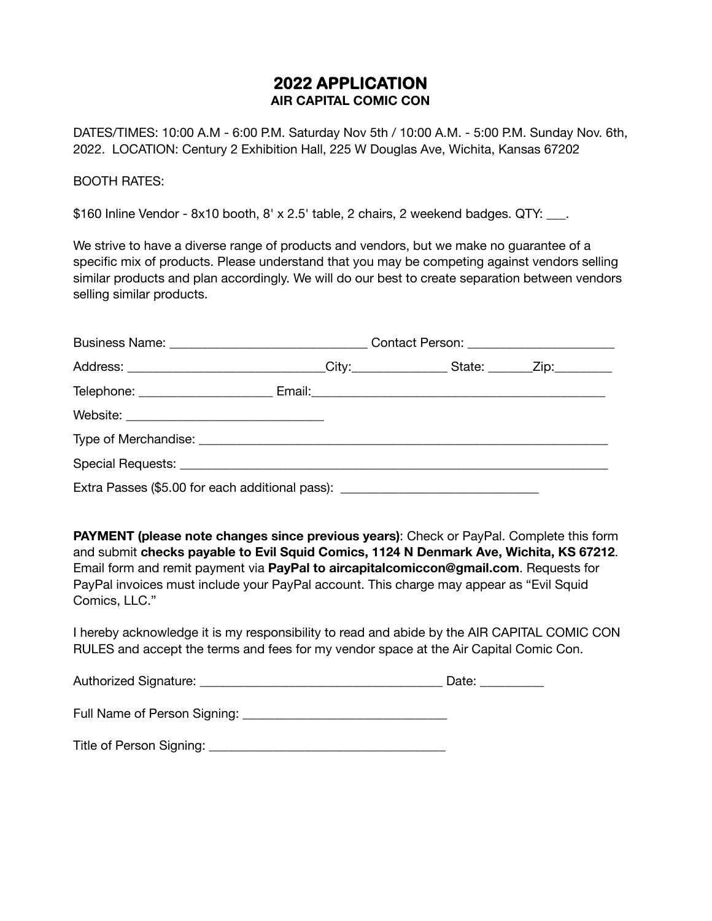# 2022 APPLICATION

## AIR CAPITAL COMIC CON

DATES/TIMES: 10:00 A.M - 6:00 P.M. Saturday Nov 5th / 10:00 A.M. - 5:00 P.M. Sunday Nov. 6th, 2022. LOCATION: Century 2 Exhibition Hall, 225 W Douglas Ave, Wichita, Kansas 67202

BOOTH RATES:

$160 Inline Vendor - 8x10 booth, 8' x 2.5' table, 2 chairs, 2 weekend badges. QTY: ___.

We strive to have a diverse range of products and vendors, but we make no guarantee of a specific mix of products. Please understand that you may be competing against vendors selling similar products and plan accordingly. We will do our best to create separation between vendors selling similar products.

Business Name: ______________________________ Contact Person: ______________________

Address: ______________________________City:______________ State: ______Zip:________

Telephone: ____________________ Email:_______________________________________________

Website: ______________________________

Type of Merchandise: ______________________________________________________________

Special Requests: ________________________________________________________________

Extra Passes ($5.00 for each additional pass): ______________________________

**PAYMENT (please note changes since previous years)**: Check or PayPal. Complete this form and submit **checks payable to Evil Squid Comics, 1124 N Denmark Ave, Wichita, KS 67212**. Email form and remit payment via **PayPal to aircapitalcomiccon@gmail.com**. Requests for PayPal invoices must include your PayPal account. This charge may appear as "Evil Squid Comics, LLC."

I hereby acknowledge it is my responsibility to read and abide by the AIR CAPITAL COMIC CON RULES and accept the terms and fees for my vendor space at the Air Capital Comic Con.

Authorized Signature: ____________________________________ Date: _________

Full Name of Person Signing: ______________________________

Title of Person Signing: ____________________________________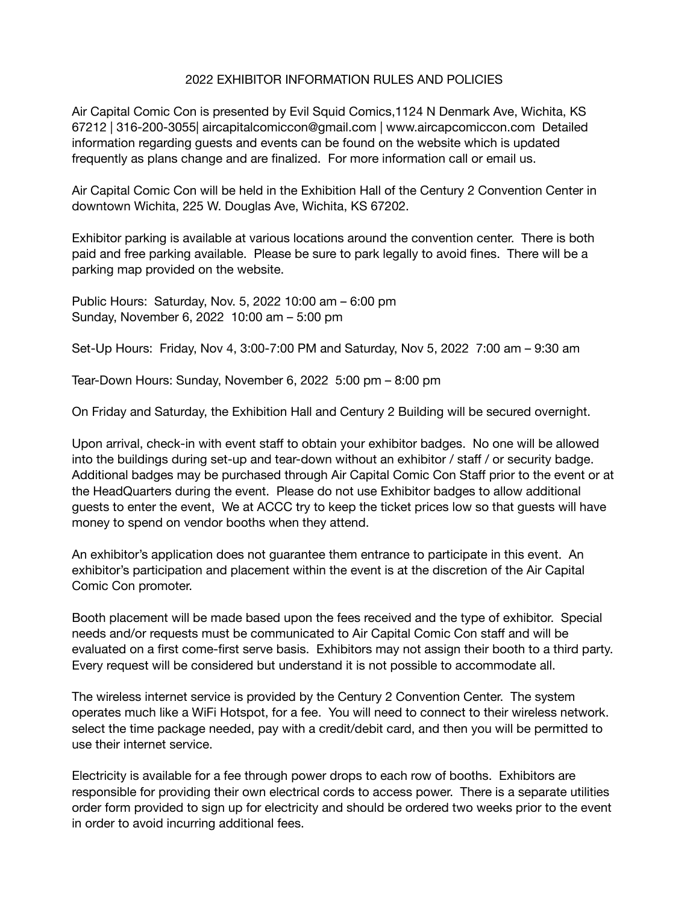# 2022 EXHIBITOR INFORMATION RULES AND POLICIES

Air Capital Comic Con is presented by Evil Squid Comics,1124 N Denmark Ave, Wichita, KS 67212 | 316-200-3055| aircapitalcomiccon@gmail.com | www.aircapcomiccon.com Detailed information regarding guests and events can be found on the website which is updated frequently as plans change and are finalized. For more information call or email us.

Air Capital Comic Con will be held in the Exhibition Hall of the Century 2 Convention Center in downtown Wichita, 225 W. Douglas Ave, Wichita, KS 67202.

Exhibitor parking is available at various locations around the convention center. There is both paid and free parking available. Please be sure to park legally to avoid fines. There will be a parking map provided on the website.

Public Hours: Saturday, Nov. 5, 2022 10:00 am – 6:00 pm
Sunday, November 6, 2022 10:00 am – 5:00 pm

Set-Up Hours: Friday, Nov 4, 3:00-7:00 PM and Saturday, Nov 5, 2022 7:00 am – 9:30 am

Tear-Down Hours: Sunday, November 6, 2022 5:00 pm – 8:00 pm

On Friday and Saturday, the Exhibition Hall and Century 2 Building will be secured overnight.

Upon arrival, check-in with event staff to obtain your exhibitor badges. No one will be allowed into the buildings during set-up and tear-down without an exhibitor / staff / or security badge. Additional badges may be purchased through Air Capital Comic Con Staff prior to the event or at the HeadQuarters during the event. Please do not use Exhibitor badges to allow additional guests to enter the event, We at ACCC try to keep the ticket prices low so that guests will have money to spend on vendor booths when they attend.

An exhibitor's application does not guarantee them entrance to participate in this event. An exhibitor's participation and placement within the event is at the discretion of the Air Capital Comic Con promoter.

Booth placement will be made based upon the fees received and the type of exhibitor. Special needs and/or requests must be communicated to Air Capital Comic Con staff and will be evaluated on a first come-first serve basis. Exhibitors may not assign their booth to a third party. Every request will be considered but understand it is not possible to accommodate all.

The wireless internet service is provided by the Century 2 Convention Center. The system operates much like a WiFi Hotspot, for a fee. You will need to connect to their wireless network. select the time package needed, pay with a credit/debit card, and then you will be permitted to use their internet service.

Electricity is available for a fee through power drops to each row of booths. Exhibitors are responsible for providing their own electrical cords to access power. There is a separate utilities order form provided to sign up for electricity and should be ordered two weeks prior to the event in order to avoid incurring additional fees.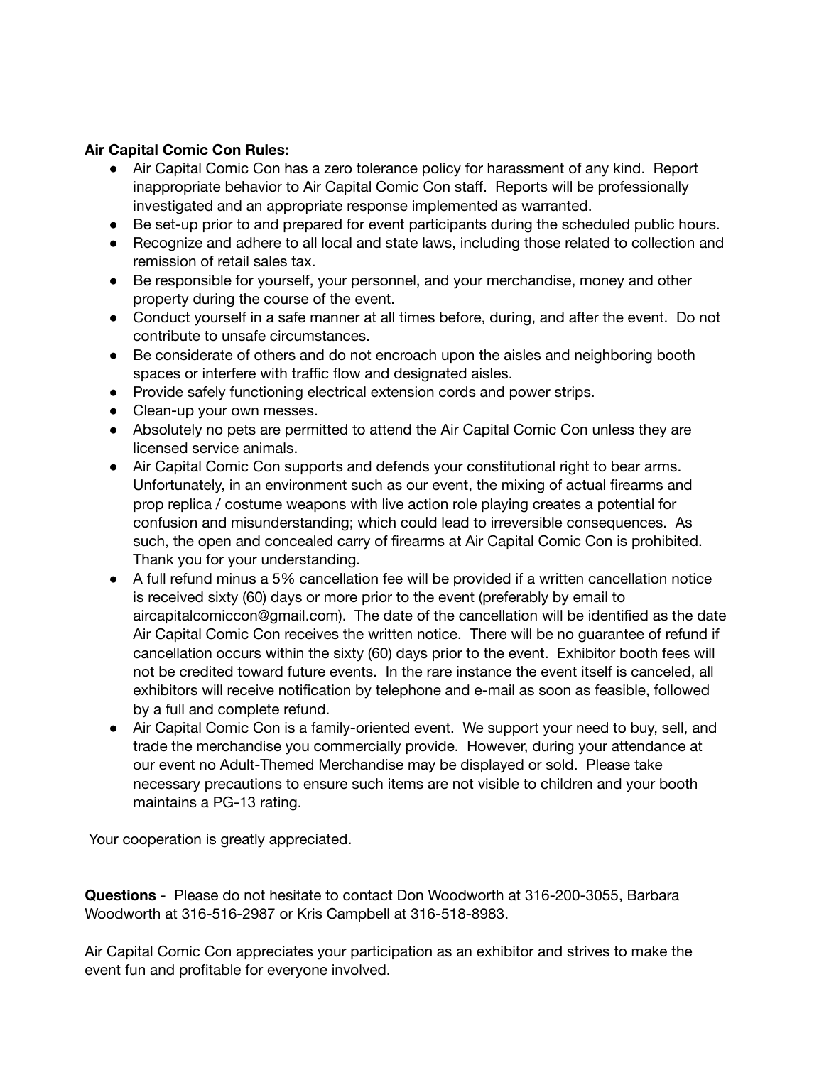**Air Capital Comic Con Rules:**

- Air Capital Comic Con has a zero tolerance policy for harassment of any kind. Report inappropriate behavior to Air Capital Comic Con staff. Reports will be professionally investigated and an appropriate response implemented as warranted.
- Be set-up prior to and prepared for event participants during the scheduled public hours.
- Recognize and adhere to all local and state laws, including those related to collection and remission of retail sales tax.
- Be responsible for yourself, your personnel, and your merchandise, money and other property during the course of the event.
- Conduct yourself in a safe manner at all times before, during, and after the event. Do not contribute to unsafe circumstances.
- Be considerate of others and do not encroach upon the aisles and neighboring booth spaces or interfere with traffic flow and designated aisles.
- Provide safely functioning electrical extension cords and power strips.
- Clean-up your own messes.
- Absolutely no pets are permitted to attend the Air Capital Comic Con unless they are licensed service animals.
- Air Capital Comic Con supports and defends your constitutional right to bear arms. Unfortunately, in an environment such as our event, the mixing of actual firearms and prop replica / costume weapons with live action role playing creates a potential for confusion and misunderstanding; which could lead to irreversible consequences. As such, the open and concealed carry of firearms at Air Capital Comic Con is prohibited. Thank you for your understanding.
- A full refund minus a 5% cancellation fee will be provided if a written cancellation notice is received sixty (60) days or more prior to the event (preferably by email to aircapitalcomiccon@gmail.com). The date of the cancellation will be identified as the date Air Capital Comic Con receives the written notice. There will be no guarantee of refund if cancellation occurs within the sixty (60) days prior to the event. Exhibitor booth fees will not be credited toward future events. In the rare instance the event itself is canceled, all exhibitors will receive notification by telephone and e-mail as soon as feasible, followed by a full and complete refund.
- Air Capital Comic Con is a family-oriented event. We support your need to buy, sell, and trade the merchandise you commercially provide. However, during your attendance at our event no Adult-Themed Merchandise may be displayed or sold. Please take necessary precautions to ensure such items are not visible to children and your booth maintains a PG-13 rating.

Your cooperation is greatly appreciated.

**Questions** - Please do not hesitate to contact Don Woodworth at 316-200-3055, Barbara Woodworth at 316-516-2987 or Kris Campbell at 316-518-8983.

Air Capital Comic Con appreciates your participation as an exhibitor and strives to make the event fun and profitable for everyone involved.